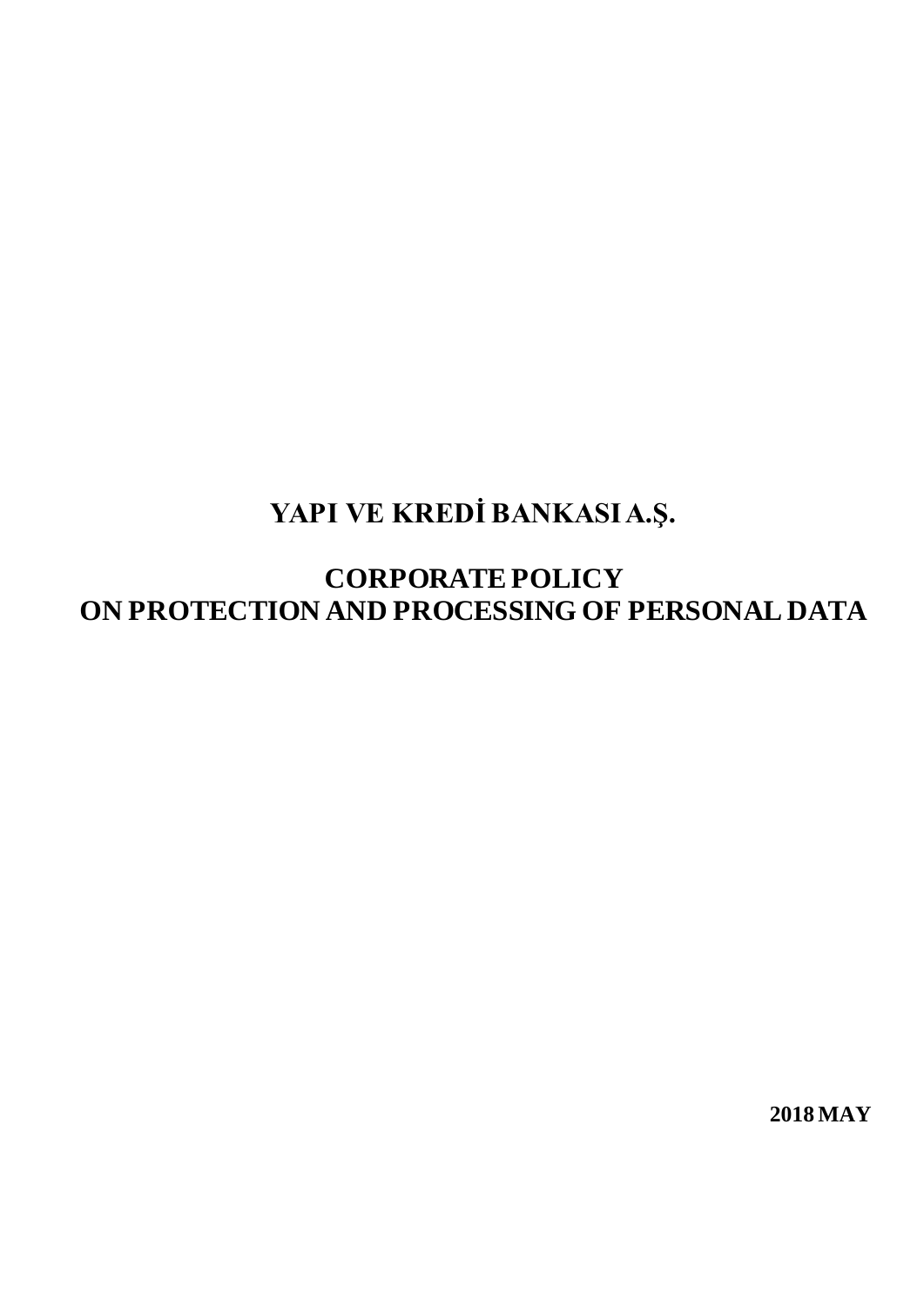# YAPI VE KREDİ BANKASI A.Ş.

# CORPORATE POLICY
# ON PROTECTION AND PROCESSING OF PERSONAL DATA

**2018 MAY**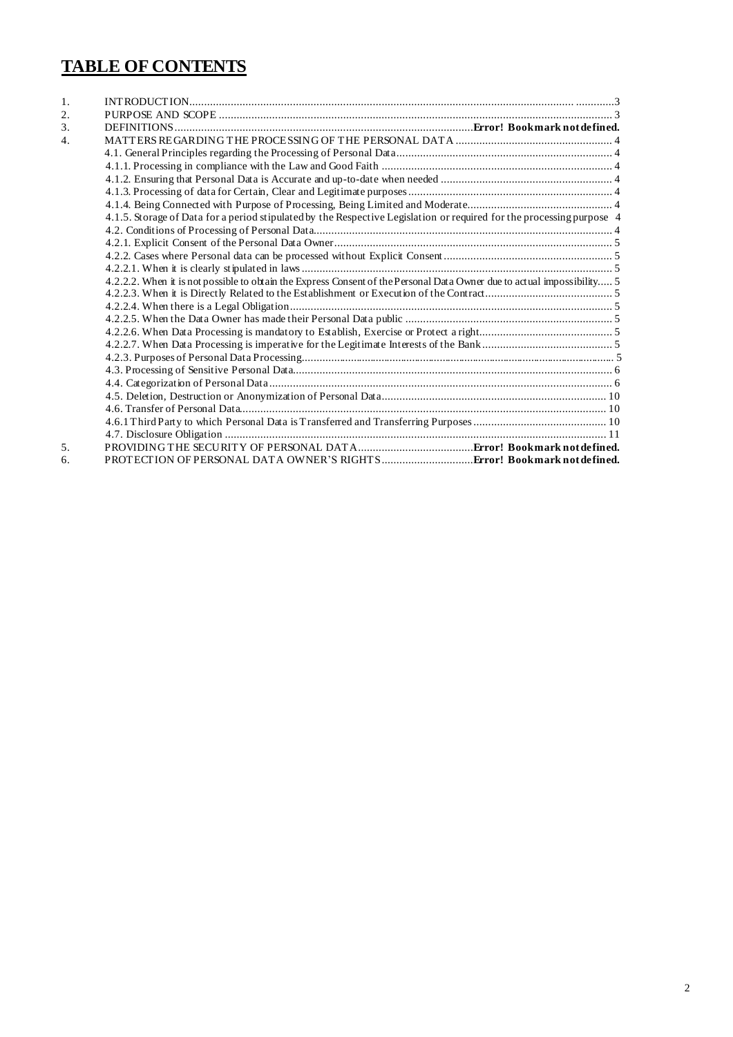# TABLE OF CONTENTS

1. INTRODUCTION ........................................................................................................................................... 3
2. PURPOSE AND SCOPE .................................................................................................................................. 3
3. DEFINITIONS ............................................................................................ **Error! Bookmark not defined.**
4. MATTERS REGARDING THE PROCESSING OF THE PERSONAL DATA ...................................................... 4
   - 4.1. General Principles regarding the Processing of Personal Data ......................................................... 4
   - 4.1.1. Processing in compliance with the Law and Good Faith .................................................................. 4
   - 4.1.2. Ensuring that Personal Data is Accurate and up-to-date when needed .......................................... 4
   - 4.1.3. Processing of data for Certain, Clear and Legitimate purposes ...................................................... 4
   - 4.1.4. Being Connected with Purpose of Processing, Being Limited and Moderate ................................. 4
   - 4.1.5. Storage of Data for a period stipulated by the Respective Legislation or required for the processing purpose 4
   - 4.2. Conditions of Processing of Personal Data ........................................................................................ 4
   - 4.2.1. Explicit Consent of the Personal Data Owner .................................................................................. 5
   - 4.2.2. Cases where Personal data can be processed without Explicit Consent ......................................... 5
   - 4.2.2.1. When it is clearly stipulated in laws ............................................................................................. 5
   - 4.2.2.2. When it is not possible to obtain the Express Consent of the Personal Data Owner due to actual impossibility..... 5
   - 4.2.2.3. When it is Directly Related to the Establishment or Execution of the Contract ........................... 5
   - 4.2.2.4. When there is a Legal Obligation ................................................................................................... 5
   - 4.2.2.5. When the Data Owner has made their Personal Data public ........................................................ 5
   - 4.2.2.6. When Data Processing is mandatory to Establish, Exercise or Protect a right .............................. 5
   - 4.2.2.7. When Data Processing is imperative for the Legitimate Interests of the Bank .............................. 5
   - 4.2.3. Purposes of Personal Data Processing ............................................................................................. 5
   - 4.3. Processing of Sensitive Personal Data ................................................................................................ 6
   - 4.4. Categorization of Personal Data ......................................................................................................... 6
   - 4.5. Deletion, Destruction or Anonymization of Personal Data ............................................................... 10
   - 4.6. Transfer of Personal Data .................................................................................................................. 10
   - 4.6.1 Third Party to which Personal Data is Transferred and Transferring Purposes ............................. 10
   - 4.7. Disclosure Obligation .......................................................................................................................... 11
5. PROVIDING THE SECURITY OF PERSONAL DATA ........................................ **Error! Bookmark not defined.**
6. PROTECTION OF PERSONAL DATA OWNER'S RIGHTS ................................ **Error! Bookmark not defined.**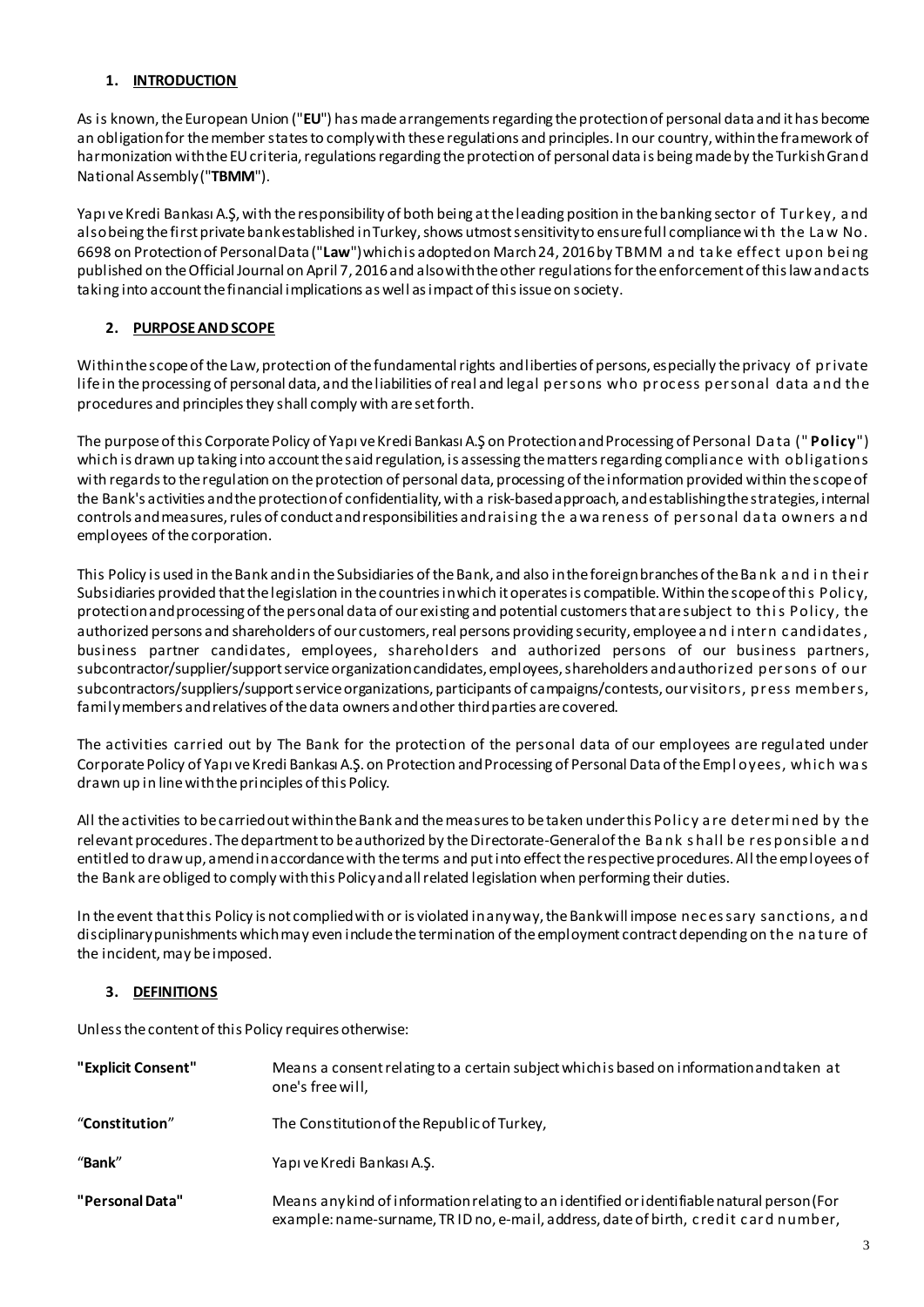## 1. INTRODUCTION

As is known, the European Union ("**EU**") has made arrangements regarding the protection of personal data and it has become an obligation for the member states to comply with these regulations and principles. In our country, within the framework of harmonization with the EU criteria, regulations regarding the protection of personal data is being made by the Turkish Grand National Assembly ("**TBMM**").

Yapı ve Kredi Bankası A.Ş, with the responsibility of both being at the leading position in the banking sector of Turkey, and also being the first private bank established in Turkey, shows utmost sensitivity to ensure full compliance with the Law No. 6698 on Protection of Personal Data ("**Law**") which is adopted on March 24, 2016 by TBMM and take effect upon being published on the Official Journal on April 7, 2016 and also with the other regulations for the enforcement of this law and acts taking into account the financial implications as well as impact of this issue on society.

## 2. PURPOSE AND SCOPE

Within the scope of the Law, protection of the fundamental rights and liberties of persons, especially the privacy of private life in the processing of personal data, and the liabilities of real and legal persons who process personal data and the procedures and principles they shall comply with are set forth.

The purpose of this Corporate Policy of Yapı ve Kredi Bankası A.Ş on Protection and Processing of Personal Data ("**Policy**") which is drawn up taking into account the said regulation, is assessing the matters regarding compliance with obligations with regards to the regulation on the protection of personal data, processing of the information provided within the scope of the Bank's activities and the protection of confidentiality, with a risk-based approach, and establishing the strategies, internal controls and measures, rules of conduct and responsibilities and raising the awareness of personal data owners and employees of the corporation.

This Policy is used in the Bank and in the Subsidiaries of the Bank, and also in the foreign branches of the Bank and in their Subsidiaries provided that the legislation in the countries in which it operates is compatible. Within the scope of this Policy, protection and processing of the personal data of our existing and potential customers that are subject to this Policy, the authorized persons and shareholders of our customers, real persons providing security, employee and intern candidates, business partner candidates, employees, shareholders and authorized persons of our business partners, subcontractor/supplier/support service organization candidates, employees, shareholders and authorized persons of our subcontractors/suppliers/support service organizations, participants of campaigns/contests, our visitors, press members, family members and relatives of the data owners and other third parties are covered.

The activities carried out by The Bank for the protection of the personal data of our employees are regulated under Corporate Policy of Yapı ve Kredi Bankası A.Ş. on Protection and Processing of Personal Data of the Employees, which was drawn up in line with the principles of this Policy.

All the activities to be carried out within the Bank and the measures to be taken under this Policy are determined by the relevant procedures. The department to be authorized by the Directorate-General of the Bank shall be responsible and entitled to draw up, amend in accordance with the terms and put into effect the respective procedures. All the employees of the Bank are obliged to comply with this Policy and all related legislation when performing their duties.

In the event that this Policy is not complied with or is violated in any way, the Bank will impose necessary sanctions, and disciplinary punishments which may even include the termination of the employment contract depending on the nature of the incident, may be imposed.

## 3. DEFINITIONS

Unless the content of this Policy requires otherwise:

| | |
|---|---|
| **"Explicit Consent"** | Means a consent relating to a certain subject which is based on information and taken at one's free will, |
| "**Constitution**" | The Constitution of the Republic of Turkey, |
| "**Bank**" | Yapı ve Kredi Bankası A.Ş. |
| **"Personal Data"** | Means any kind of information relating to an identified or identifiable natural person (For example: name-surname, TR ID no, e-mail, address, date of birth, credit card number, |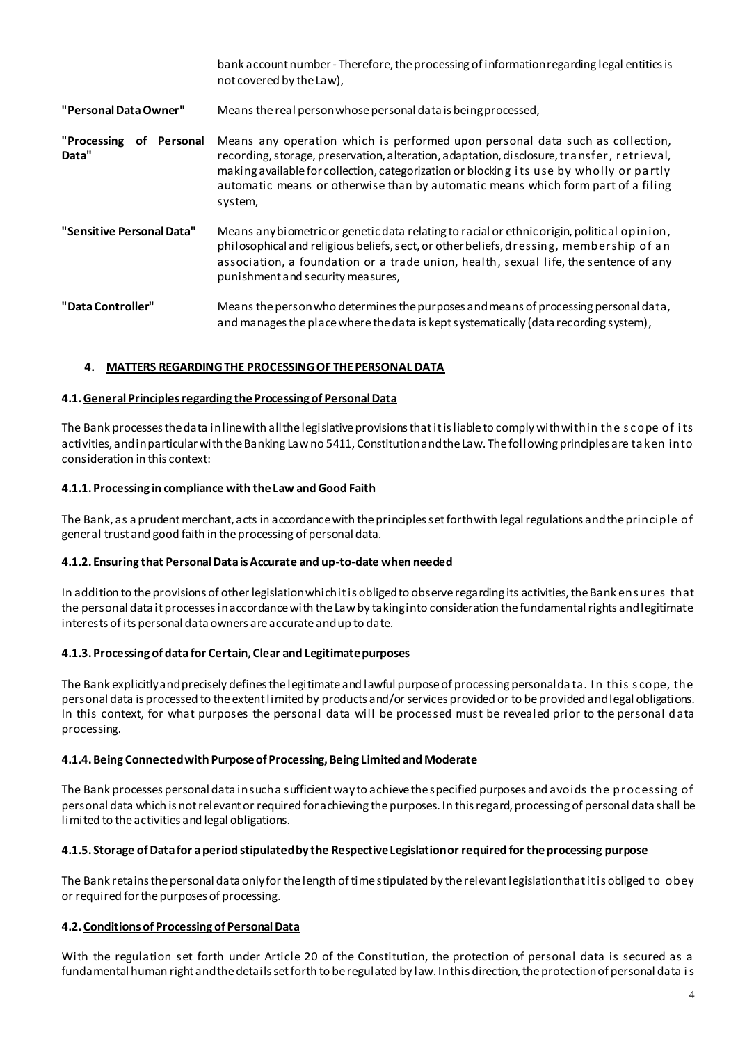| | |
|---|---|
| | bank account number - Therefore, the processing of information regarding legal entities is not covered by the Law), |
| **"Personal Data Owner"** | Means the real person whose personal data is being processed, |
| **"Processing of Personal Data"** | Means any operation which is performed upon personal data such as collection, recording, storage, preservation, alteration, adaptation, disclosure, transfer, retrieval, making available for collection, categorization or blocking its use by wholly or partly automatic means or otherwise than by automatic means which form part of a filing system, |
| **"Sensitive Personal Data"** | Means any biometric or genetic data relating to racial or ethnic origin, political opinion, philosophical and religious beliefs, sect, or other beliefs, dressing, membership of an association, a foundation or a trade union, health, sexual life, the sentence of any punishment and security measures, |
| **"Data Controller"** | Means the person who determines the purposes and means of processing personal data, and manages the place where the data is kept systematically (data recording system), |

## 4. MATTERS REGARDING THE PROCESSING OF THE PERSONAL DATA

### 4.1. General Principles regarding the Processing of Personal Data

The Bank processes the data in line with all the legislative provisions that it is liable to comply with within the scope of its activities, and in particular with the Banking Law no 5411, Constitution and the Law. The following principles are taken into consideration in this context:

#### 4.1.1. Processing in compliance with the Law and Good Faith

The Bank, as a prudent merchant, acts in accordance with the principles set forth with legal regulations and the principle of general trust and good faith in the processing of personal data.

#### 4.1.2. Ensuring that Personal Data is Accurate and up-to-date when needed

In addition to the provisions of other legislation which it is obliged to observe regarding its activities, the Bank ensures that the personal data it processes in accordance with the Law by taking into consideration the fundamental rights and legitimate interests of its personal data owners are accurate and up to date.

#### 4.1.3. Processing of data for Certain, Clear and Legitimate purposes

The Bank explicitly and precisely defines the legitimate and lawful purpose of processing personal data. In this scope, the personal data is processed to the extent limited by products and/or services provided or to be provided and legal obligations. In this context, for what purposes the personal data will be processed must be revealed prior to the personal data processing.

#### 4.1.4. Being Connected with Purpose of Processing, Being Limited and Moderate

The Bank processes personal data in such a sufficient way to achieve the specified purposes and avoids the processing of personal data which is not relevant or required for achieving the purposes. In this regard, processing of personal data shall be limited to the activities and legal obligations.

#### 4.1.5. Storage of Data for a period stipulated by the Respective Legislation or required for the processing purpose

The Bank retains the personal data only for the length of time stipulated by the relevant legislation that it is obliged to obey or required for the purposes of processing.

### 4.2. Conditions of Processing of Personal Data

With the regulation set forth under Article 20 of the Constitution, the protection of personal data is secured as a fundamental human right and the details set forth to be regulated by law. In this direction, the protection of personal data is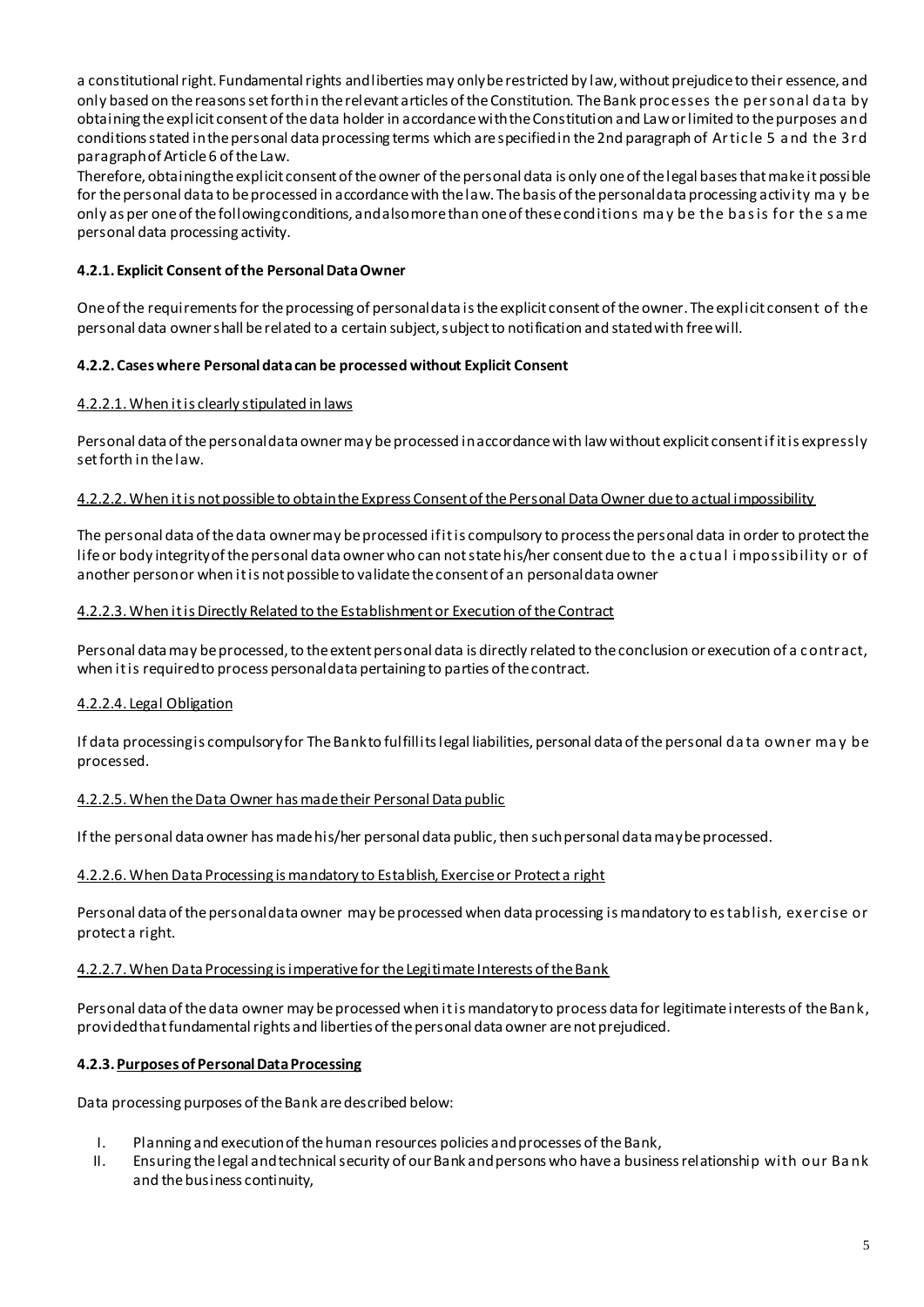a constitutional right. Fundamental rights and liberties may only be restricted by law, without prejudice to their essence, and only based on the reasons set forth in the relevant articles of the Constitution. The Bank processes the personal data by obtaining the explicit consent of the data holder in accordance with the Constitution and Law or limited to the purposes and conditions stated in the personal data processing terms which are specified in the 2nd paragraph of Article 5 and the 3rd paragraph of Article 6 of the Law.

Therefore, obtaining the explicit consent of the owner of the personal data is only one of the legal bases that make it possible for the personal data to be processed in accordance with the law. The basis of the personal data processing activity may be only as per one of the following conditions, and also more than one of these conditions may be the basis for the same personal data processing activity.

### 4.2.1. Explicit Consent of the Personal Data Owner

One of the requirements for the processing of personal data is the explicit consent of the owner. The explicit consent of the personal data owner shall be related to a certain subject, subject to notification and stated with free will.

### 4.2.2. Cases where Personal data can be processed without Explicit Consent

4.2.2.1. When it is clearly stipulated in laws

Personal data of the personal data owner may be processed in accordance with law without explicit consent if it is expressly set forth in the law.

4.2.2.2. When it is not possible to obtain the Express Consent of the Personal Data Owner due to actual impossibility

The personal data of the data owner may be processed if it is compulsory to process the personal data in order to protect the life or body integrity of the personal data owner who can not state his/her consent due to the actual impossibility or of another person or when it is not possible to validate the consent of an personal data owner

4.2.2.3. When it is Directly Related to the Establishment or Execution of the Contract

Personal data may be processed, to the extent personal data is directly related to the conclusion or execution of a contract, when it is required to process personal data pertaining to parties of the contract.

4.2.2.4. Legal Obligation

If data processing is compulsory for The Bank to fulfill its legal liabilities, personal data of the personal data owner may be processed.

4.2.2.5. When the Data Owner has made their Personal Data public

If the personal data owner has made his/her personal data public, then such personal data may be processed.

4.2.2.6. When Data Processing is mandatory to Establish, Exercise or Protect a right

Personal data of the personal data owner may be processed when data processing is mandatory to establish, exercise or protect a right.

4.2.2.7. When Data Processing is imperative for the Legitimate Interests of the Bank

Personal data of the data owner may be processed when it is mandatory to process data for legitimate interests of the Bank, provided that fundamental rights and liberties of the personal data owner are not prejudiced.

### 4.2.3. Purposes of Personal Data Processing

Data processing purposes of the Bank are described below:

I. Planning and execution of the human resources policies and processes of the Bank,
II. Ensuring the legal and technical security of our Bank and persons who have a business relationship with our Bank and the business continuity,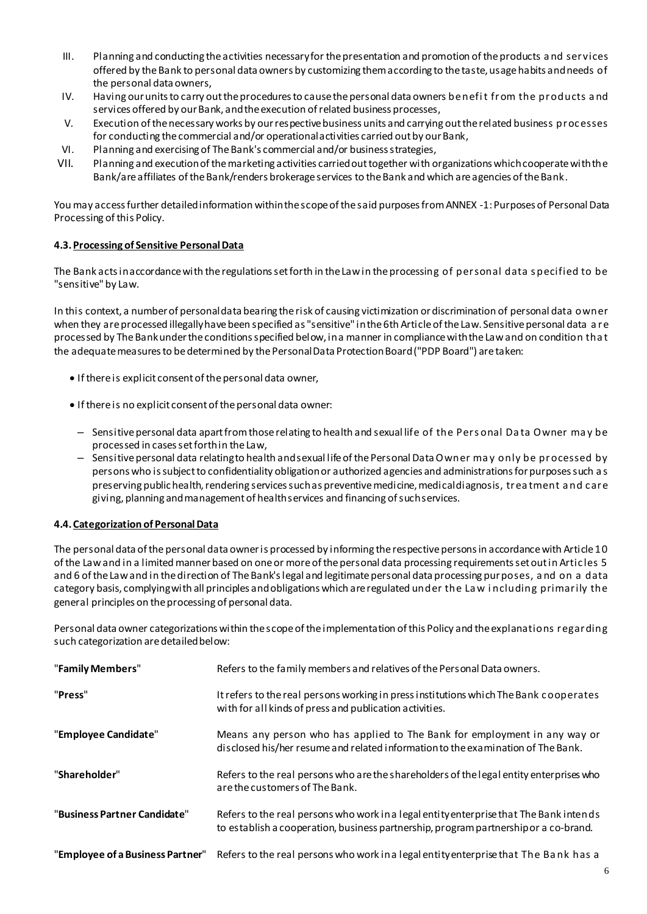III. Planning and conducting the activities necessary for the presentation and promotion of the products and services offered by the Bank to personal data owners by customizing them according to the taste, usage habits and needs of the personal data owners,
IV. Having our units to carry out the procedures to cause the personal data owners benefit from the products and services offered by our Bank, and the execution of related business processes,
V. Execution of the necessary works by our respective business units and carrying out the related business processes for conducting the commercial and/or operational activities carried out by our Bank,
VI. Planning and exercising of The Bank's commercial and/or business strategies,
VII. Planning and execution of the marketing activities carried out together with organizations which cooperate with the Bank/are affiliates of the Bank/renders brokerage services to the Bank and which are agencies of the Bank.

You may access further detailed information within the scope of the said purposes from ANNEX -1: Purposes of Personal Data Processing of this Policy.

**4.3. Processing of Sensitive Personal Data**

The Bank acts in accordance with the regulations set forth in the Law in the processing of personal data specified to be "sensitive" by Law.

In this context, a number of personal data bearing the risk of causing victimization or discrimination of personal data owner when they are processed illegally have been specified as "sensitive" in the 6th Article of the Law. Sensitive personal data are processed by The Bank under the conditions specified below, in a manner in compliance with the Law and on condition that the adequate measures to be determined by the Personal Data Protection Board ("PDP Board") are taken:

- If there is explicit consent of the personal data owner,
- If there is no explicit consent of the personal data owner:
  - Sensitive personal data apart from those relating to health and sexual life of the Personal Data Owner may be processed in cases set forth in the Law,
  - Sensitive personal data relating to health and sexual life of the Personal Data Owner may only be processed by persons who is subject to confidentiality obligation or authorized agencies and administrations for purposes such as preserving public health, rendering services such as preventive medicine, medical diagnosis, treatment and care giving, planning and management of health services and financing of such services.

**4.4. Categorization of Personal Data**

The personal data of the personal data owner is processed by informing the respective persons in accordance with Article 10 of the Law and in a limited manner based on one or more of the personal data processing requirements set out in Articles 5 and 6 of the Law and in the direction of The Bank's legal and legitimate personal data processing purposes, and on a data category basis, complying with all principles and obligations which are regulated under the Law including primarily the general principles on the processing of personal data.

Personal data owner categorizations within the scope of the implementation of this Policy and the explanations regarding such categorization are detailed below:

| | |
|---|---|
| "**Family Members**" | Refers to the family members and relatives of the Personal Data owners. |
| "**Press**" | It refers to the real persons working in press institutions which The Bank cooperates with for all kinds of press and publication activities. |
| "**Employee Candidate**" | Means any person who has applied to The Bank for employment in any way or disclosed his/her resume and related information to the examination of The Bank. |
| "**Shareholder**" | Refers to the real persons who are the shareholders of the legal entity enterprises who are the customers of The Bank. |
| "**Business Partner Candidate**" | Refers to the real persons who work in a legal entity enterprise that The Bank intends to establish a cooperation, business partnership, program partnership or a co-brand. |
| "**Employee of a Business Partner**" | Refers to the real persons who work in a legal entity enterprise that The Bank has a |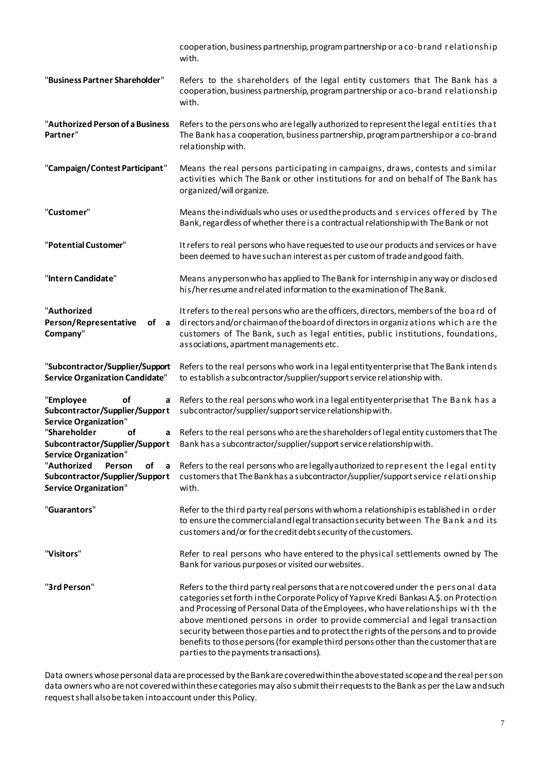| | |
|---|---|
| | cooperation, business partnership, program partnership or a co-brand relationship with. |
| "**Business Partner Shareholder**" | Refers to the shareholders of the legal entity customers that The Bank has a cooperation, business partnership, program partnership or a co-brand relationship with. |
| "**Authorized Person of a Business Partner**" | Refers to the persons who are legally authorized to represent the legal entities that The Bank has a cooperation, business partnership, program partnership or a co-brand relationship with. |
| "**Campaign/Contest Participant**" | Means the real persons participating in campaigns, draws, contests and similar activities which The Bank or other institutions for and on behalf of The Bank has organized/will organize. |
| "**Customer**" | Means the individuals who uses or used the products and services offered by The Bank, regardless of whether there is a contractual relationship with The Bank or not |
| "**Potential Customer**" | It refers to real persons who have requested to use our products and services or have been deemed to have such an interest as per custom of trade and good faith. |
| "**Intern Candidate**" | Means any person who has applied to The Bank for internship in any way or disclosed his/her resume and related information to the examination of The Bank. |
| "**Authorized Person/Representative of a Company**" | It refers to the real persons who are the officers, directors, members of the board of directors and/or chairman of the board of directors in organizations which are the customers of The Bank, such as legal entities, public institutions, foundations, associations, apartment managements etc. |
| "**Subcontractor/Supplier/Support Service Organization Candidate**" | Refers to the real persons who work in a legal entity enterprise that The Bank intends to establish a subcontractor/supplier/support service relationship with. |
| "**Employee of a Subcontractor/Supplier/Support Service Organization**" | Refers to the real persons who work in a legal entity enterprise that The Bank has a subcontractor/supplier/support service relationship with. |
| "**Shareholder of a Subcontractor/Supplier/Support Service Organization**" | Refers to the real persons who are the shareholders of legal entity customers that The Bank has a subcontractor/supplier/support service relationship with. |
| "**Authorized Person of a Subcontractor/Supplier/Support Service Organization**" | Refers to the real persons who are legally authorized to represent the legal entity customers that The Bank has a subcontractor/supplier/support service relationship with. |
| "**Guarantors**" | Refer to the third party real persons with whom a relationship is established in order to ensure the commercial and legal transaction security between The Bank and its customers and/or for the credit debt security of the customers. |
| "**Visitors**" | Refer to real persons who have entered to the physical settlements owned by The Bank for various purposes or visited our websites. |
| "**3rd Person**" | Refers to the third party real persons that are not covered under the personal data categories set forth in the Corporate Policy of Yapı ve Kredi Bankası A.Ş. on Protection and Processing of Personal Data of the Employees, who have relationships with the above mentioned persons in order to provide commercial and legal transaction security between those parties and to protect the rights of the persons and to provide benefits to those persons (for example third persons other than the customer that are parties to the payments transactions). |

Data owners whose personal data are processed by the Bank are covered within the above stated scope and the real person data owners who are not covered within these categories may also submit their requests to the Bank as per the Law and such request shall also be taken into account under this Policy.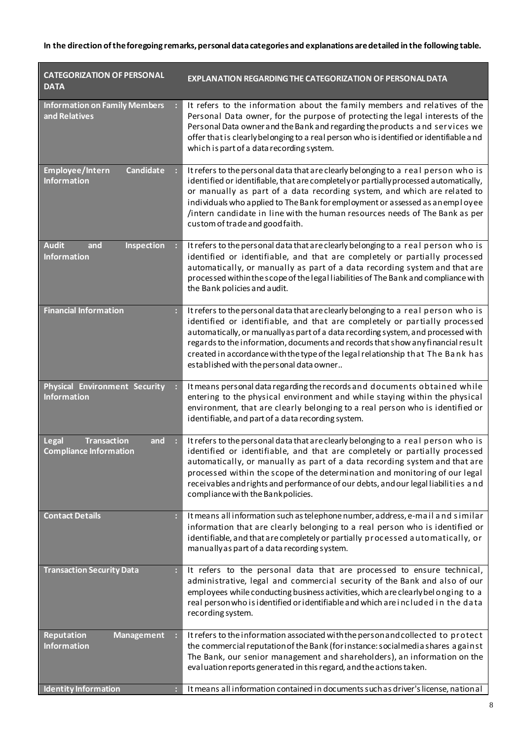**In the direction of the foregoing remarks, personal data categories and explanations are detailed in the following table.**

| CATEGORIZATION OF PERSONAL DATA | EXPLANATION REGARDING THE CATEGORIZATION OF PERSONAL DATA |
|---|---|
| **Information on Family Members and Relatives** | It refers to the information about the family members and relatives of the Personal Data owner, for the purpose of protecting the legal interests of the Personal Data owner and the Bank and regarding the products and services we offer that is clearly belonging to a real person who is identified or identifiable and which is part of a data recording system. |
| **Employee/Intern Candidate Information** | It refers to the personal data that are clearly belonging to a real person who is identified or identifiable, that are completely or partially processed automatically, or manually as part of a data recording system, and which are related to individuals who applied to The Bank for employment or assessed as an employee /intern candidate in line with the human resources needs of The Bank as per custom of trade and good faith. |
| **Audit and Inspection Information** | It refers to the personal data that are clearly belonging to a real person who is identified or identifiable, and that are completely or partially processed automatically, or manually as part of a data recording system and that are processed within the scope of the legal liabilities of The Bank and compliance with the Bank policies and audit. |
| **Financial Information** | It refers to the personal data that are clearly belonging to a real person who is identified or identifiable, and that are completely or partially processed automatically, or manually as part of a data recording system, and processed with regards to the information, documents and records that show any financial result created in accordance with the type of the legal relationship that The Bank has established with the personal data owner.. |
| **Physical Environment Security Information** | It means personal data regarding the records and documents obtained while entering to the physical environment and while staying within the physical environment, that are clearly belonging to a real person who is identified or identifiable, and part of a data recording system. |
| **Legal Transaction and Compliance Information** | It refers to the personal data that are clearly belonging to a real person who is identified or identifiable, and that are completely or partially processed automatically, or manually as part of a data recording system and that are processed within the scope of the determination and monitoring of our legal receivables and rights and performance of our debts, and our legal liabilities and compliance with the Bank policies. |
| **Contact Details** | It means all information such as telephone number, address, e-mail and similar information that are clearly belonging to a real person who is identified or identifiable, and that are completely or partially processed automatically, or manually as part of a data recording system. |
| **Transaction Security Data** | It refers to the personal data that are processed to ensure technical, administrative, legal and commercial security of the Bank and also of our employees while conducting business activities, which are clearly belonging to a real person who is identified or identifiable and which are included in the data recording system. |
| **Reputation Management Information** | It refers to the information associated with the person and collected to protect the commercial reputation of the Bank (for instance: social media shares against The Bank, our senior management and shareholders), an information on the evaluation reports generated in this regard, and the actions taken. |
| **Identity Information** | It means all information contained in documents such as driver's license, national |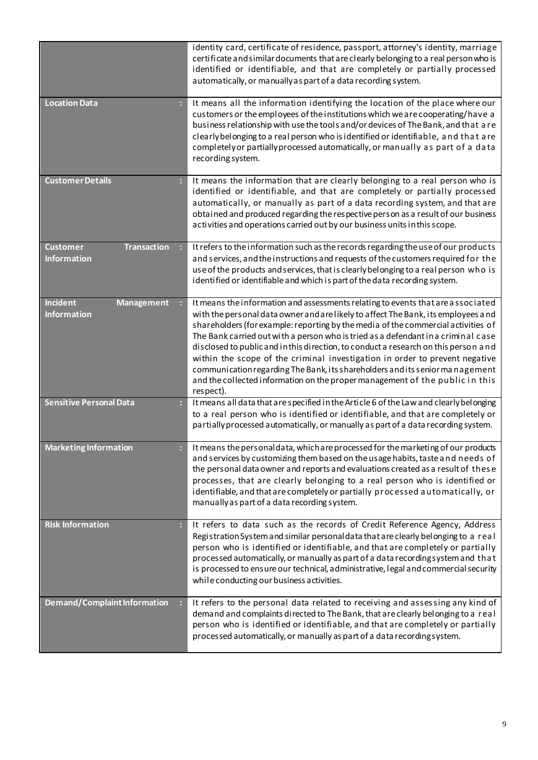| | |
|---|---|
| | identity card, certificate of residence, passport, attorney's identity, marriage certificate and similar documents that are clearly belonging to a real person who is identified or identifiable, and that are completely or partially processed automatically, or manually as part of a data recording system. |
| **Location Data** | It means all the information identifying the location of the place where our customers or the employees of the institutions which we are cooperating/have a business relationship with use the tools and/or devices of The Bank, and that are clearly belonging to a real person who is identified or identifiable, and that are completely or partially processed automatically, or manually as part of a data recording system. |
| **Customer Details** | It means the information that are clearly belonging to a real person who is identified or identifiable, and that are completely or partially processed automatically, or manually as part of a data recording system, and that are obtained and produced regarding the respective person as a result of our business activities and operations carried out by our business units in this scope. |
| **Customer Transaction Information** | It refers to the information such as the records regarding the use of our products and services, and the instructions and requests of the customers required for the use of the products and services, that is clearly belonging to a real person who is identified or identifiable and which is part of the data recording system. |
| **Incident Management Information** | It means the information and assessments relating to events that are associated with the personal data owner and are likely to affect The Bank, its employees and shareholders (for example: reporting by the media of the commercial activities of The Bank carried out with a person who is tried as a defendant in a criminal case disclosed to public and in this direction, to conduct a research on this person and within the scope of the criminal investigation in order to prevent negative communication regarding The Bank, its shareholders and its senior management and the collected information on the proper management of the public in this respect). |
| **Sensitive Personal Data** | It means all data that are specified in the Article 6 of the Law and clearly belonging to a real person who is identified or identifiable, and that are completely or partially processed automatically, or manually as part of a data recording system. |
| **Marketing Information** | It means the personal data, which are processed for the marketing of our products and services by customizing them based on the usage habits, taste and needs of the personal data owner and reports and evaluations created as a result of these processes, that are clearly belonging to a real person who is identified or identifiable, and that are completely or partially processed automatically, or manually as part of a data recording system. |
| **Risk Information** | It refers to data such as the records of Credit Reference Agency, Address Registration System and similar personal data that are clearly belonging to a real person who is identified or identifiable, and that are completely or partially processed automatically, or manually as part of a data recording system and that is processed to ensure our technical, administrative, legal and commercial security while conducting our business activities. |
| **Demand/Complaint Information** | It refers to the personal data related to receiving and assessing any kind of demand and complaints directed to The Bank, that are clearly belonging to a real person who is identified or identifiable, and that are completely or partially processed automatically, or manually as part of a data recording system. |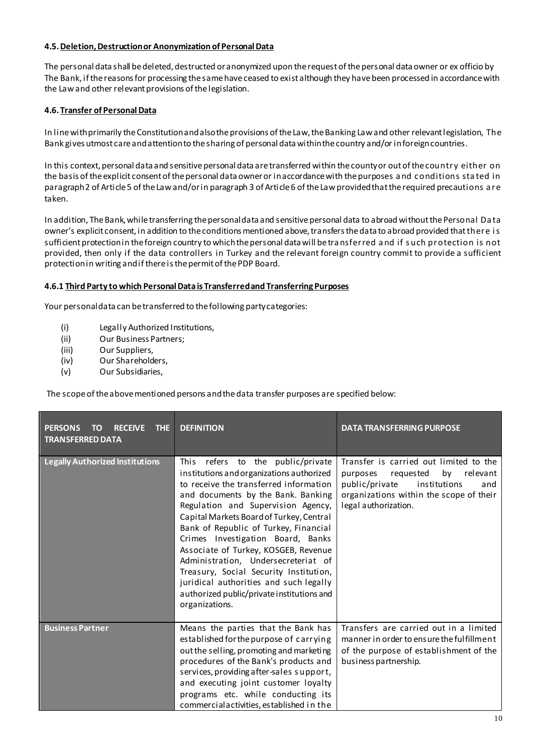#### 4.5. Deletion, Destruction or Anonymization of Personal Data

The personal data shall be deleted, destructed or anonymized upon the request of the personal data owner or ex officio by The Bank, if the reasons for processing the same have ceased to exist although they have been processed in accordance with the Law and other relevant provisions of the legislation.

#### 4.6. Transfer of Personal Data

In line with primarily the Constitution and also the provisions of the Law, the Banking Law and other relevant legislation, The Bank gives utmost care and attention to the sharing of personal data within the country and/or in foreign countries.

In this context, personal data and sensitive personal data are transferred within the county or out of the country either on the basis of the explicit consent of the personal data owner or in accordance with the purposes and conditions stated in paragraph 2 of Article 5 of the Law and/or in paragraph 3 of Article 6 of the Law provided that the required precautions are taken.

In addition, The Bank, while transferring the personal data and sensitive personal data to abroad without the Personal Data owner's explicit consent, in addition to the conditions mentioned above, transfers the data to abroad provided that there is sufficient protection in the foreign country to which the personal data will be transferred and if such protection is not provided, then only if the data controllers in Turkey and the relevant foreign country commit to provide a sufficient protection in writing and if there is the permit of the PDP Board.

#### 4.6.1 Third Party to which Personal Data is Transferred and Transferring Purposes

Your personal data can be transferred to the following party categories:

- (i) Legally Authorized Institutions,
- (ii) Our Business Partners;
- (iii) Our Suppliers,
- (iv) Our Shareholders,
- (v) Our Subsidiaries,

The scope of the abovementioned persons and the data transfer purposes are specified below:

| PERSONS TO RECEIVE THE TRANSFERRED DATA | DEFINITION | DATA TRANSFERRING PURPOSE |
|---|---|---|
| Legally Authorized Institutions | This refers to the public/private institutions and organizations authorized to receive the transferred information and documents by the Bank. Banking Regulation and Supervision Agency, Capital Markets Board of Turkey, Central Bank of Republic of Turkey, Financial Crimes Investigation Board, Banks Associate of Turkey, KOSGEB, Revenue Administration, Undersecreteriat of Treasury, Social Security Institution, juridical authorities and such legally authorized public/private institutions and organizations. | Transfer is carried out limited to the purposes requested by relevant public/private institutions and organizations within the scope of their legal authorization. |
| Business Partner | Means the parties that the Bank has established for the purpose of carrying out the selling, promoting and marketing procedures of the Bank's products and services, providing after-sales support, and executing joint customer loyalty programs etc. while conducting its commercial activities, established in the | Transfers are carried out in a limited manner in order to ensure the fulfillment of the purpose of establishment of the business partnership. |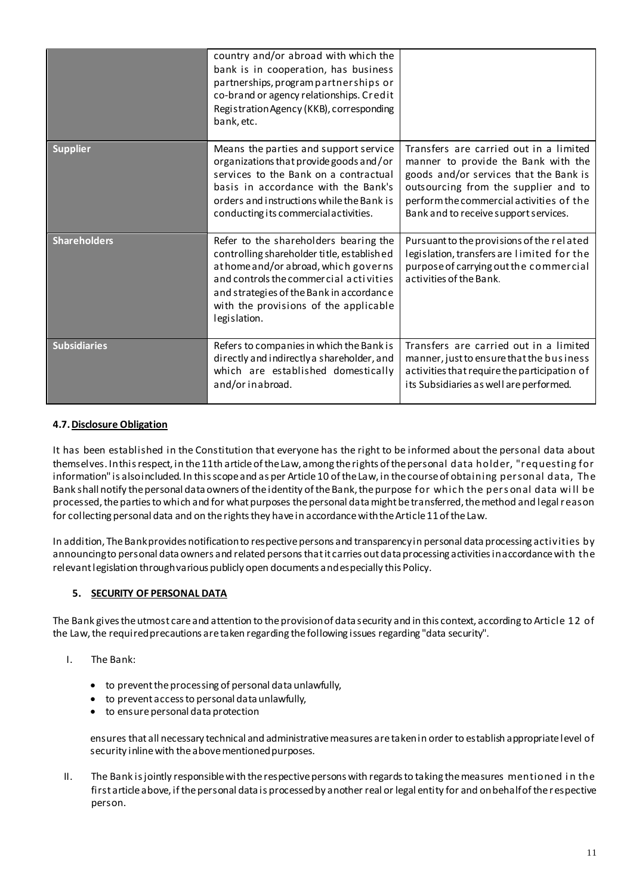| | | |
|---|---|---|
| | country and/or abroad with which the bank is in cooperation, has business partnerships, program partnerships or co-brand or agency relationships. Credit Registration Agency (KKB), corresponding bank, etc. | |
| **Supplier** | Means the parties and support service organizations that provide goods and/or services to the Bank on a contractual basis in accordance with the Bank's orders and instructions while the Bank is conducting its commercial activities. | Transfers are carried out in a limited manner to provide the Bank with the goods and/or services that the Bank is outsourcing from the supplier and to perform the commercial activities of the Bank and to receive support services. |
| **Shareholders** | Refer to the shareholders bearing the controlling shareholder title, established at home and/or abroad, which governs and controls the commercial activities and strategies of the Bank in accordance with the provisions of the applicable legislation. | Pursuant to the provisions of the related legislation, transfers are limited for the purpose of carrying out the commercial activities of the Bank. |
| **Subsidiaries** | Refers to companies in which the Bank is directly and indirectly a shareholder, and which are established domestically and/or in abroad. | Transfers are carried out in a limited manner, just to ensure that the business activities that require the participation of its Subsidiaries as well are performed. |

### 4.7. Disclosure Obligation

It has been established in the Constitution that everyone has the right to be informed about the personal data about themselves. In this respect, in the 11th article of the Law, among the rights of the personal data holder, "requesting for information" is also included. In this scope and as per Article 10 of the Law, in the course of obtaining personal data, The Bank shall notify the personal data owners of the identity of the Bank, the purpose for which the personal data will be processed, the parties to which and for what purposes the personal data might be transferred, the method and legal reason for collecting personal data and on the rights they have in accordance with the Article 11 of the Law.

In addition, The Bank provides notification to respective persons and transparency in personal data processing activities by announcing to personal data owners and related persons that it carries out data processing activities in accordance with the relevant legislation through various publicly open documents and especially this Policy.

## 5. SECURITY OF PERSONAL DATA

The Bank gives the utmost care and attention to the provision of data security and in this context, according to Article 12 of the Law, the required precautions are taken regarding the following issues regarding "data security".

I. The Bank:

- to prevent the processing of personal data unlawfully,
- to prevent access to personal data unlawfully,
- to ensure personal data protection

   ensures that all necessary technical and administrative measures are taken in order to establish appropriate level of security inline with the above mentioned purposes.

II. The Bank is jointly responsible with the respective persons with regards to taking the measures mentioned in the first article above, if the personal data is processed by another real or legal entity for and on behalf of the respective person.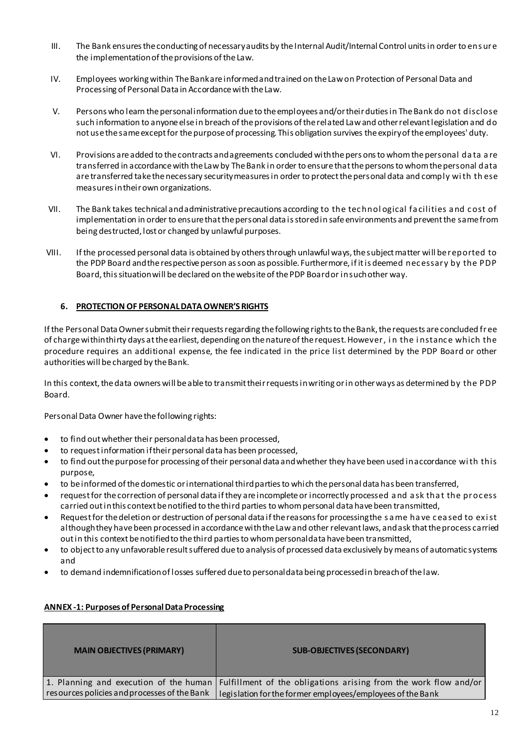III. The Bank ensures the conducting of necessary audits by the Internal Audit/Internal Control units in order to ensure the implementation of the provisions of the Law.

IV. Employees working within The Bank are informed and trained on the Law on Protection of Personal Data and Processing of Personal Data in Accordance with the Law.

V. Persons who learn the personal information due to the employees and/or their duties in The Bank do not disclose such information to anyone else in breach of the provisions of the related Law and other relevant legislation and do not use the same except for the purpose of processing. This obligation survives the expiry of the employees' duty.

VI. Provisions are added to the contracts and agreements concluded with the persons to whom the personal data are transferred in accordance with the Law by The Bank in order to ensure that the persons to whom the personal data are transferred take the necessary security measures in order to protect the personal data and comply with these measures in their own organizations.

VII. The Bank takes technical and administrative precautions according to the technological facilities and cost of implementation in order to ensure that the personal data is stored in safe environments and prevent the same from being destructed, lost or changed by unlawful purposes.

VIII. If the processed personal data is obtained by others through unlawful ways, the subject matter will be reported to the PDP Board and the respective person as soon as possible. Furthermore, if it is deemed necessary by the PDP Board, this situation will be declared on the website of the PDP Board or in such other way.

## 6. PROTECTION OF PERSONAL DATA OWNER'S RIGHTS

If the Personal Data Owner submit their requests regarding the following rights to the Bank, the requests are concluded free of charge within thirty days at the earliest, depending on the nature of the request. However, in the instance which the procedure requires an additional expense, the fee indicated in the price list determined by the PDP Board or other authorities will be charged by the Bank.

In this context, the data owners will be able to transmit their requests in writing or in other ways as determined by the PDP Board.

Personal Data Owner have the following rights:

- to find out whether their personal data has been processed,
- to request information if their personal data has been processed,
- to find out the purpose for processing of their personal data and whether they have been used in accordance with this purpose,
- to be informed of the domestic or international third parties to which the personal data has been transferred,
- request for the correction of personal data if they are incomplete or incorrectly processed and ask that the process carried out in this context be notified to the third parties to whom personal data have been transmitted,
- Request for the deletion or destruction of personal data if the reasons for processing the same have ceased to exist although they have been processed in accordance with the Law and other relevant laws, and ask that the process carried out in this context be notified to the third parties to whom personal data have been transmitted,
- to object to any unfavorable result suffered due to analysis of processed data exclusively by means of automatic systems and
- to demand indemnification of losses suffered due to personal data being processed in breach of the law.

**ANNEX-1: Purposes of Personal Data Processing**

| MAIN OBJECTIVES (PRIMARY) | SUB-OBJECTIVES (SECONDARY) |
|---|---|
| 1. Planning and execution of the human resources policies and processes of the Bank | Fulfillment of the obligations arising from the work flow and/or legislation for the former employees/employees of the Bank |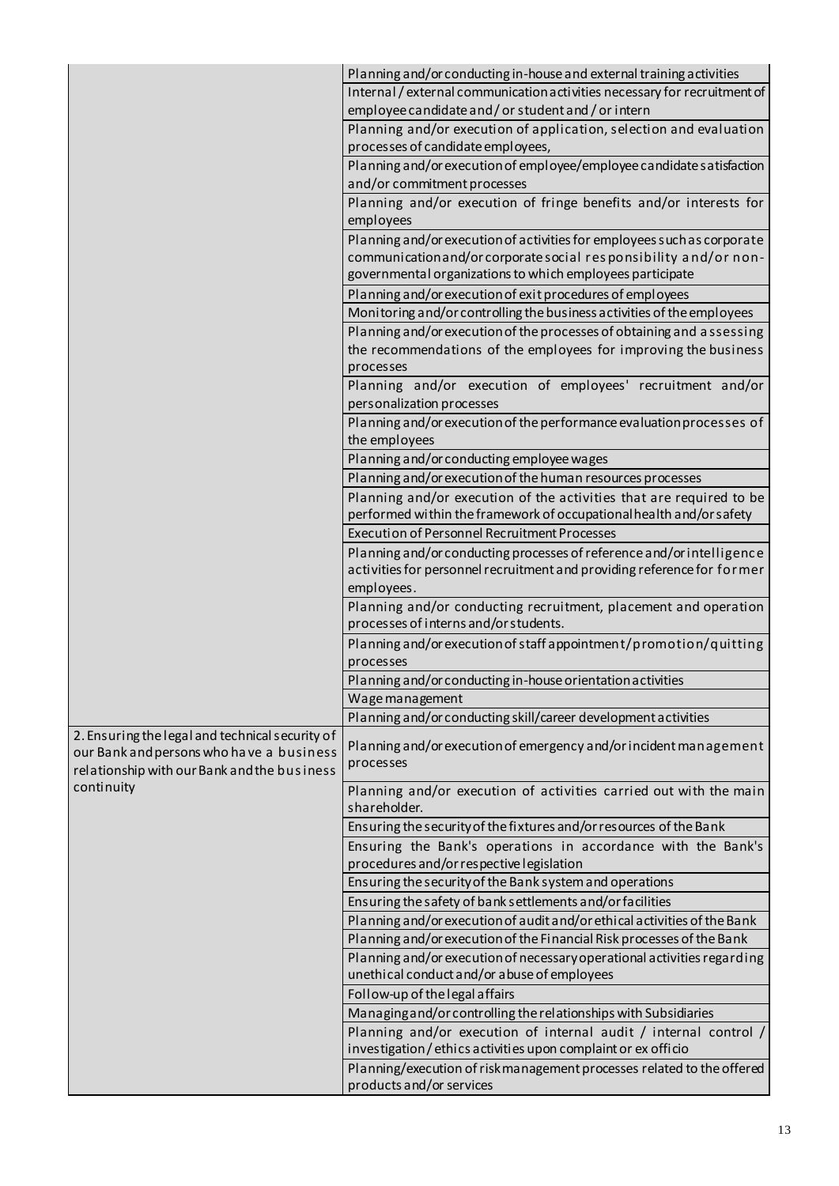| | |
|---|---|
| | Planning and/or conducting in-house and external training activities |
| | Internal / external communication activities necessary for recruitment of employee candidate and / or student and / or intern |
| | Planning and/or execution of application, selection and evaluation processes of candidate employees, |
| | Planning and/or execution of employee/employee candidate satisfaction and/or commitment processes |
| | Planning and/or execution of fringe benefits and/or interests for employees |
| | Planning and/or execution of activities for employees such as corporate communication and/or corporate social responsibility and/or non-governmental organizations to which employees participate |
| | Planning and/or execution of exit procedures of employees |
| | Monitoring and/or controlling the business activities of the employees |
| | Planning and/or execution of the processes of obtaining and assessing the recommendations of the employees for improving the business processes |
| | Planning and/or execution of employees' recruitment and/or personalization processes |
| | Planning and/or execution of the performance evaluation processes of the employees |
| | Planning and/or conducting employee wages |
| | Planning and/or execution of the human resources processes |
| | Planning and/or execution of the activities that are required to be performed within the framework of occupational health and/or safety |
| | Execution of Personnel Recruitment Processes |
| | Planning and/or conducting processes of reference and/or intelligence activities for personnel recruitment and providing reference for former employees. |
| | Planning and/or conducting recruitment, placement and operation processes of interns and/or students. |
| | Planning and/or execution of staff appointment/promotion/quitting processes |
| | Planning and/or conducting in-house orientation activities |
| | Wage management |
| | Planning and/or conducting skill/career development activities |
| 2. Ensuring the legal and technical security of our Bank and persons who have a business relationship with our Bank and the business continuity | Planning and/or execution of emergency and/or incident management processes |
| | Planning and/or execution of activities carried out with the main shareholder. |
| | Ensuring the security of the fixtures and/or resources of the Bank |
| | Ensuring the Bank's operations in accordance with the Bank's procedures and/or respective legislation |
| | Ensuring the security of the Bank system and operations |
| | Ensuring the safety of bank settlements and/or facilities |
| | Planning and/or execution of audit and/or ethical activities of the Bank |
| | Planning and/or execution of the Financial Risk processes of the Bank |
| | Planning and/or execution of necessary operational activities regarding unethical conduct and/or abuse of employees |
| | Follow-up of the legal affairs |
| | Managing and/or controlling the relationships with Subsidiaries |
| | Planning and/or execution of internal audit / internal control / investigation / ethics activities upon complaint or ex officio |
| | Planning/execution of risk management processes related to the offered products and/or services |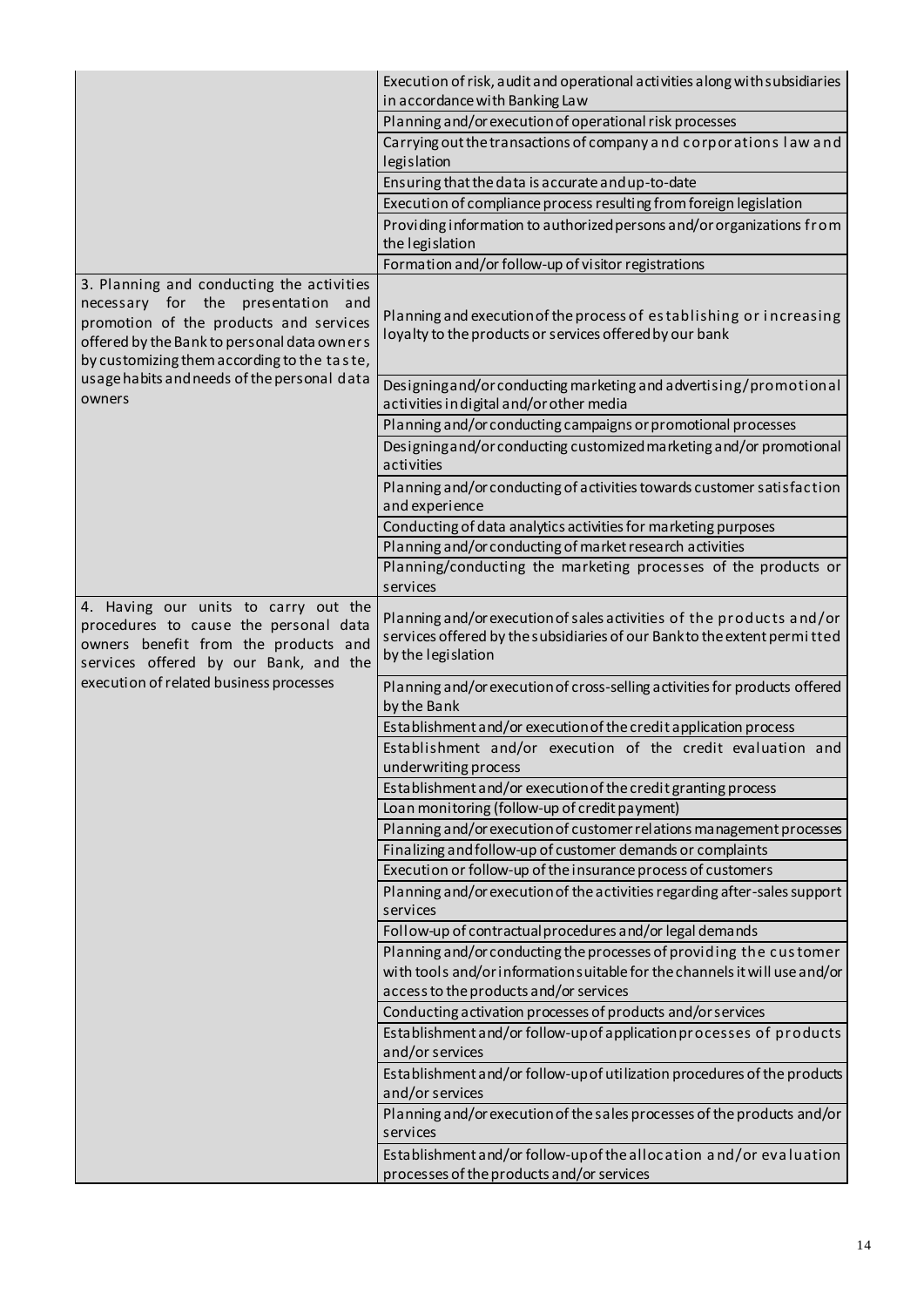| | |
|---|---|
| | Execution of risk, audit and operational activities along with subsidiaries in accordance with Banking Law |
| | Planning and/or execution of operational risk processes |
| | Carrying out the transactions of company and corporations law and legislation |
| | Ensuring that the data is accurate and up-to-date |
| | Execution of compliance process resulting from foreign legislation |
| | Providing information to authorized persons and/or organizations from the legislation |
| | Formation and/or follow-up of visitor registrations |
| 3. Planning and conducting the activities necessary for the presentation and promotion of the products and services offered by the Bank to personal data owners by customizing them according to the taste, usage habits and needs of the personal data owners | Planning and execution of the process of establishing or increasing loyalty to the products or services offered by our bank |
| | Designing and/or conducting marketing and advertising/promotional activities in digital and/or other media |
| | Planning and/or conducting campaigns or promotional processes |
| | Designing and/or conducting customized marketing and/or promotional activities |
| | Planning and/or conducting of activities towards customer satisfaction and experience |
| | Conducting of data analytics activities for marketing purposes |
| | Planning and/or conducting of market research activities |
| | Planning/conducting the marketing processes of the products or services |
| 4. Having our units to carry out the procedures to cause the personal data owners benefit from the products and services offered by our Bank, and the execution of related business processes | Planning and/or execution of sales activities of the products and/or services offered by the subsidiaries of our Bank to the extent permitted by the legislation |
| | Planning and/or execution of cross-selling activities for products offered by the Bank |
| | Establishment and/or execution of the credit application process |
| | Establishment and/or execution of the credit evaluation and underwriting process |
| | Establishment and/or execution of the credit granting process |
| | Loan monitoring (follow-up of credit payment) |
| | Planning and/or execution of customer relations management processes |
| | Finalizing and follow-up of customer demands or complaints |
| | Execution or follow-up of the insurance process of customers |
| | Planning and/or execution of the activities regarding after-sales support services |
| | Follow-up of contractual procedures and/or legal demands |
| | Planning and/or conducting the processes of providing the customer with tools and/or information suitable for the channels it will use and/or access to the products and/or services |
| | Conducting activation processes of products and/or services |
| | Establishment and/or follow-up of application processes of products and/or services |
| | Establishment and/or follow-up of utilization procedures of the products and/or services |
| | Planning and/or execution of the sales processes of the products and/or services |
| | Establishment and/or follow-up of the allocation and/or evaluation processes of the products and/or services |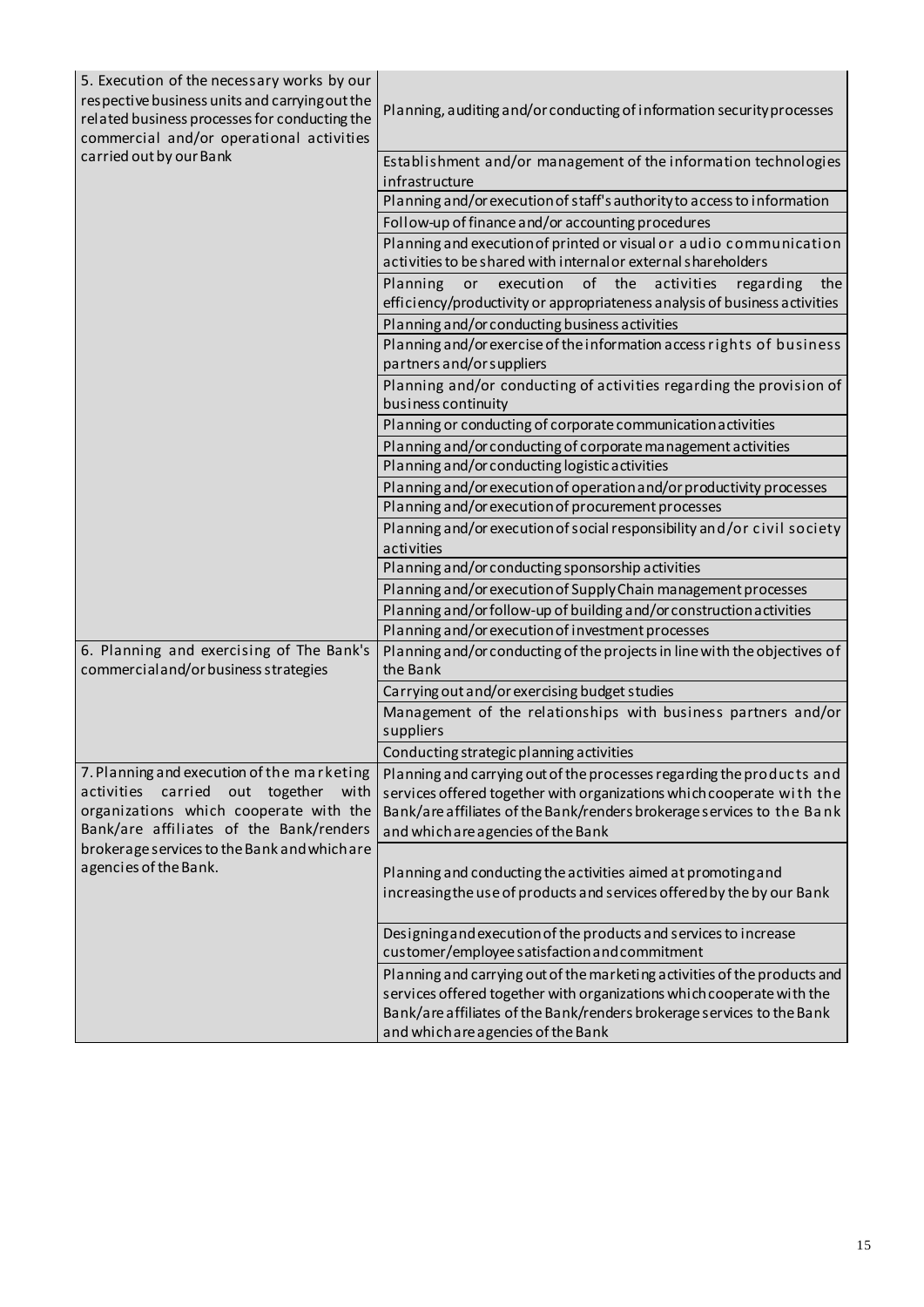| | |
|---|---|
| 5. Execution of the necessary works by our respective business units and carrying out the related business processes for conducting the commercial and/or operational activities carried out by our Bank | Planning, auditing and/or conducting of information security processes |
| | Establishment and/or management of the information technologies infrastructure |
| | Planning and/or execution of staff's authority to access to information |
| | Follow-up of finance and/or accounting procedures |
| | Planning and execution of printed or visual or audio communication activities to be shared with internal or external shareholders |
| | Planning or execution of the activities regarding the efficiency/productivity or appropriateness analysis of business activities |
| | Planning and/or conducting business activities |
| | Planning and/or exercise of the information access rights of business partners and/or suppliers |
| | Planning and/or conducting of activities regarding the provision of business continuity |
| | Planning or conducting of corporate communication activities |
| | Planning and/or conducting of corporate management activities |
| | Planning and/or conducting logistic activities |
| | Planning and/or execution of operation and/or productivity processes |
| | Planning and/or execution of procurement processes |
| | Planning and/or execution of social responsibility and/or civil society activities |
| | Planning and/or conducting sponsorship activities |
| | Planning and/or execution of Supply Chain management processes |
| | Planning and/or follow-up of building and/or construction activities |
| | Planning and/or execution of investment processes |
| 6. Planning and exercising of The Bank's commercial and/or business strategies | Planning and/or conducting of the projects in line with the objectives of the Bank |
| | Carrying out and/or exercising budget studies |
| | Management of the relationships with business partners and/or suppliers |
| | Conducting strategic planning activities |
| 7. Planning and execution of the marketing activities carried out together with organizations which cooperate with the Bank/are affiliates of the Bank/renders brokerage services to the Bank and which are agencies of the Bank. | Planning and carrying out of the processes regarding the products and services offered together with organizations which cooperate with the Bank/are affiliates of the Bank/renders brokerage services to the Bank and which are agencies of the Bank |
| | Planning and conducting the activities aimed at promoting and increasing the use of products and services offered by the by our Bank |
| | Designing and execution of the products and services to increase customer/employee satisfaction and commitment |
| | Planning and carrying out of the marketing activities of the products and services offered together with organizations which cooperate with the Bank/are affiliates of the Bank/renders brokerage services to the Bank and which are agencies of the Bank |